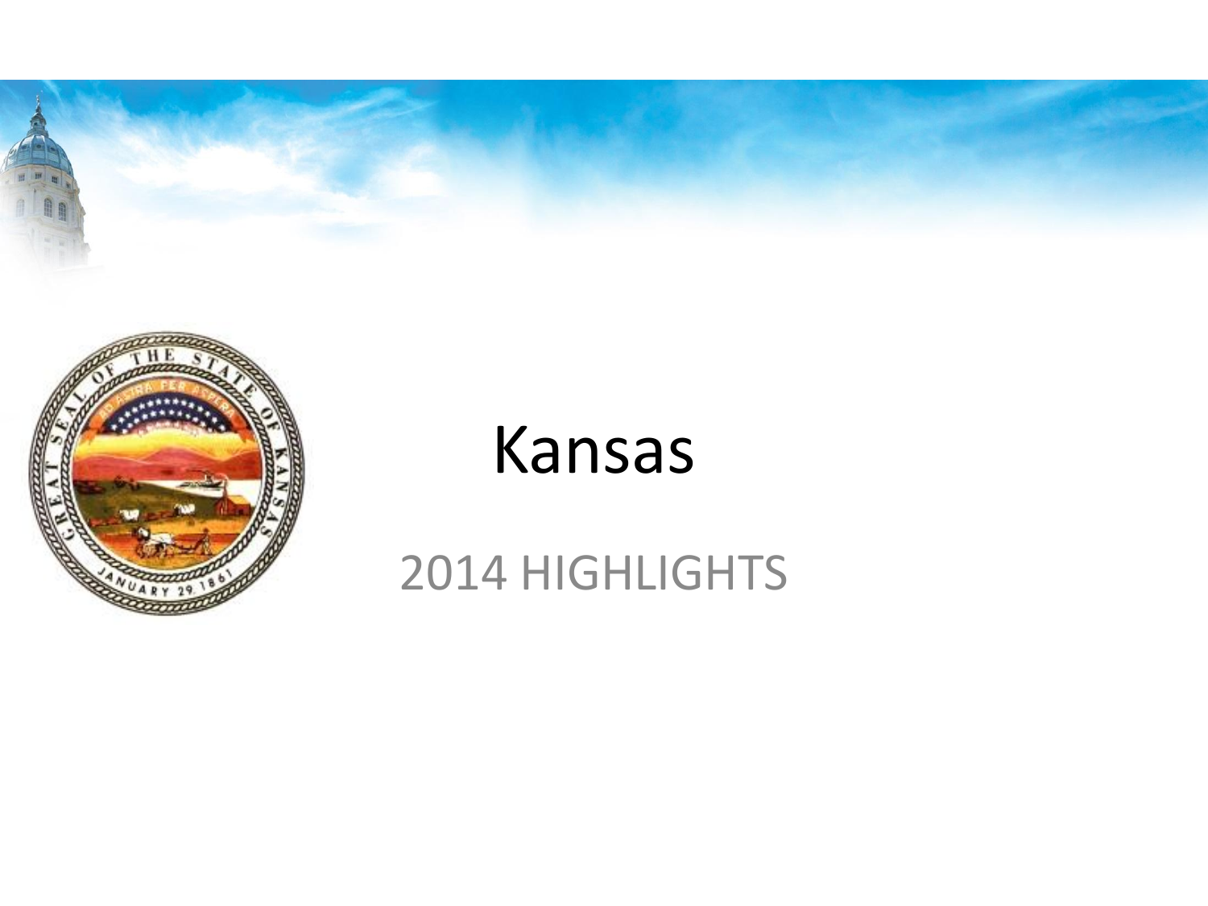# Kansas

## 2014 HIGHLIGHTS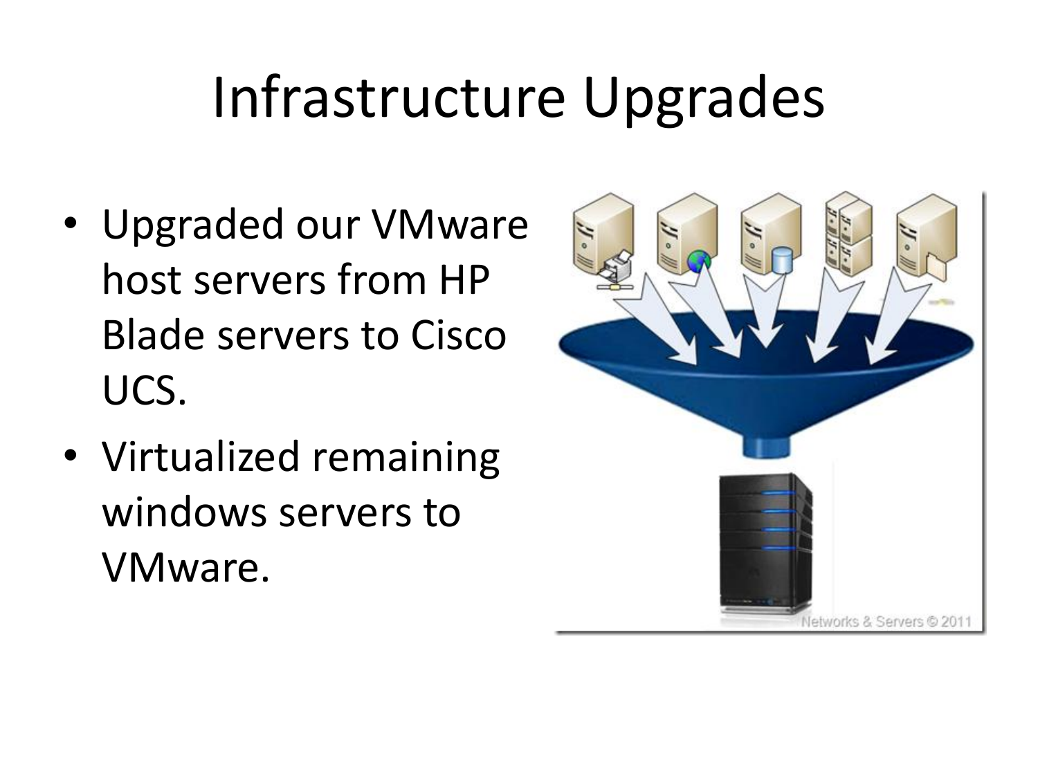# Infrastructure Upgrades

- Upgraded our VMware host servers from HP Blade servers to Cisco UCS.
- Virtualized remaining windows servers to VMware.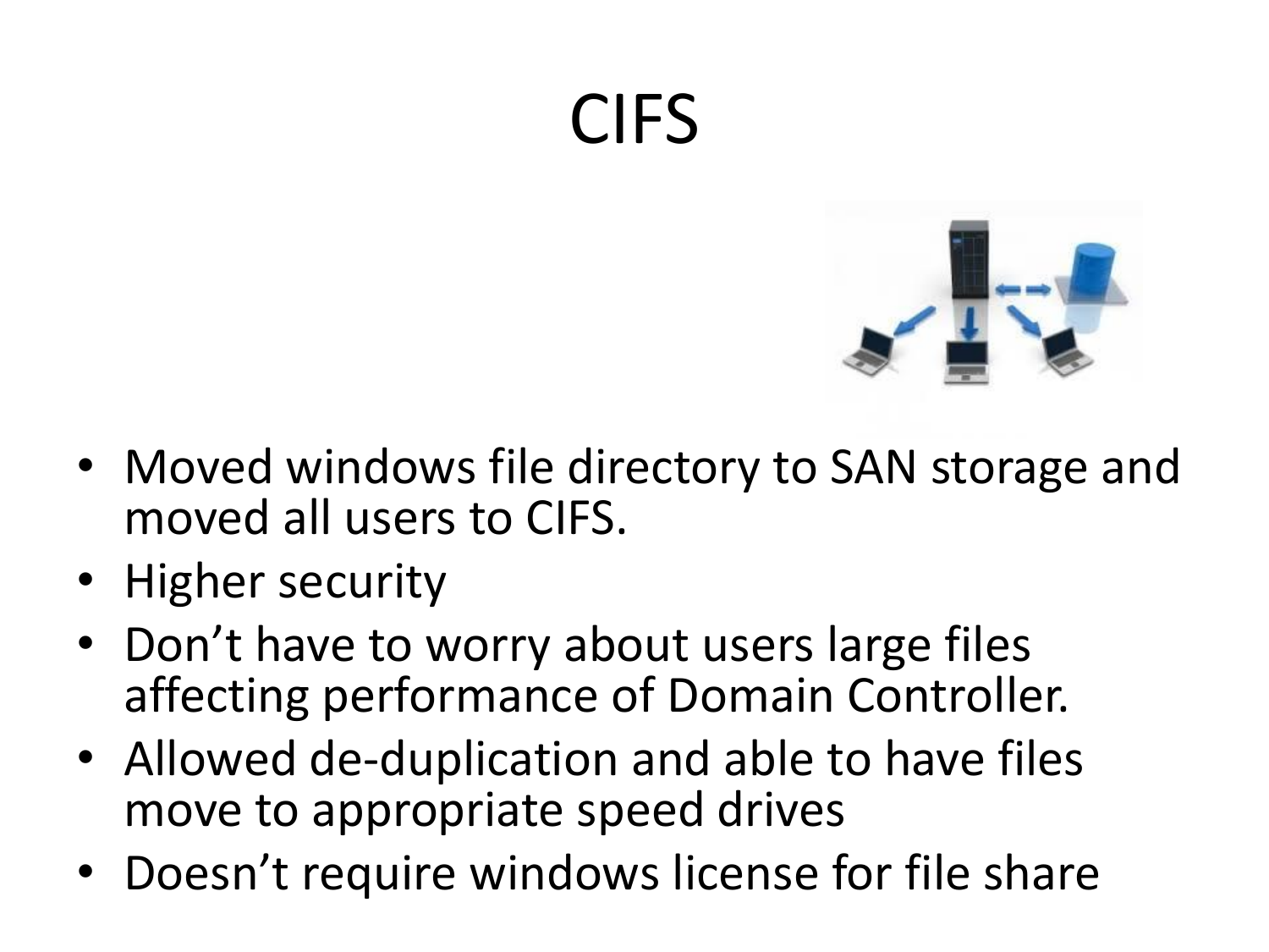# CIFS

- Moved windows file directory to SAN storage and moved all users to CIFS.
- Higher security
- Don't have to worry about users large files affecting performance of Domain Controller.
- Allowed de-duplication and able to have files move to appropriate speed drives
- Doesn't require windows license for file share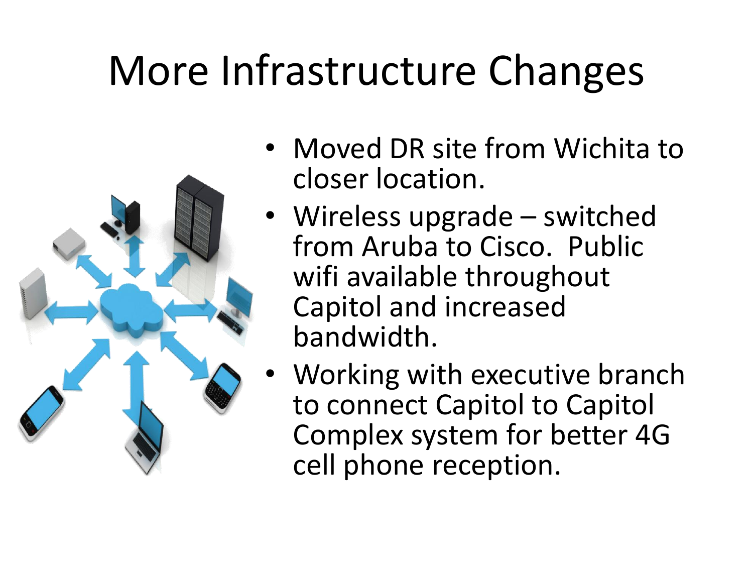# More Infrastructure Changes

- Moved DR site from Wichita to closer location.
- Wireless upgrade – switched from Aruba to Cisco. Public wifi available throughout Capitol and increased bandwidth.
- Working with executive branch to connect Capitol to Capitol Complex system for better 4G cell phone reception.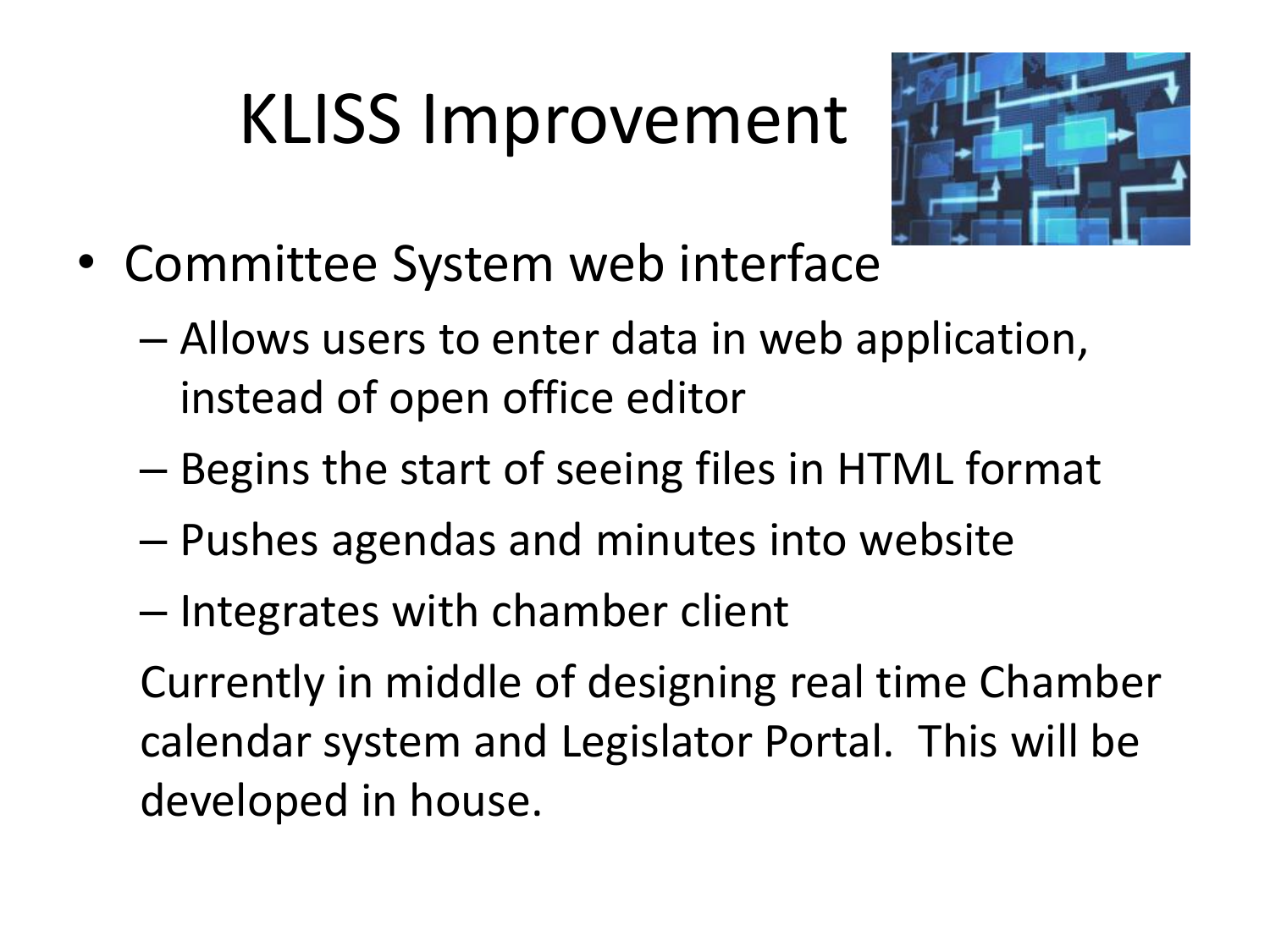# KLISS Improvement

- Committee System web interface
  - Allows users to enter data in web application, instead of open office editor
  - Begins the start of seeing files in HTML format
  - Pushes agendas and minutes into website
  - Integrates with chamber client

  Currently in middle of designing real time Chamber calendar system and Legislator Portal. This will be developed in house.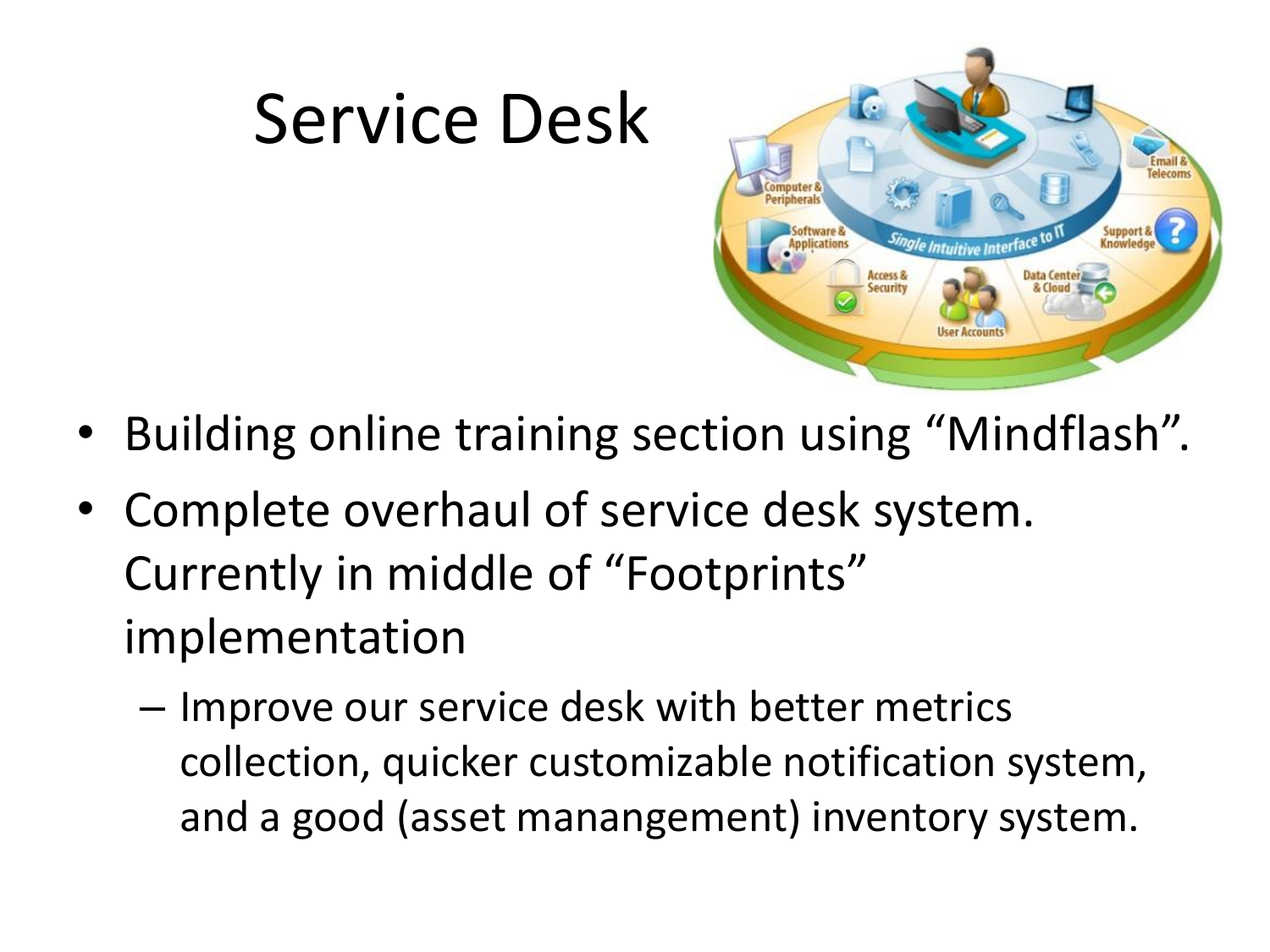# Service Desk

- Building online training section using “Mindflash”.
- Complete overhaul of service desk system. Currently in middle of “Footprints” implementation
  - Improve our service desk with better metrics collection, quicker customizable notification system, and a good (asset manangement) inventory system.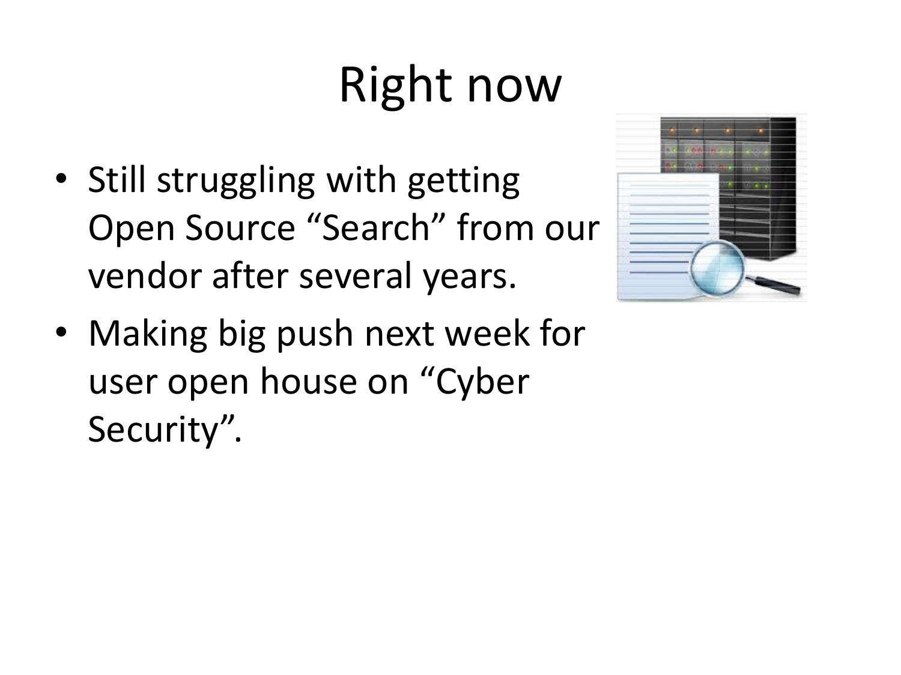# Right now

- Still struggling with getting Open Source "Search" from our vendor after several years.
- Making big push next week for user open house on "Cyber Security".